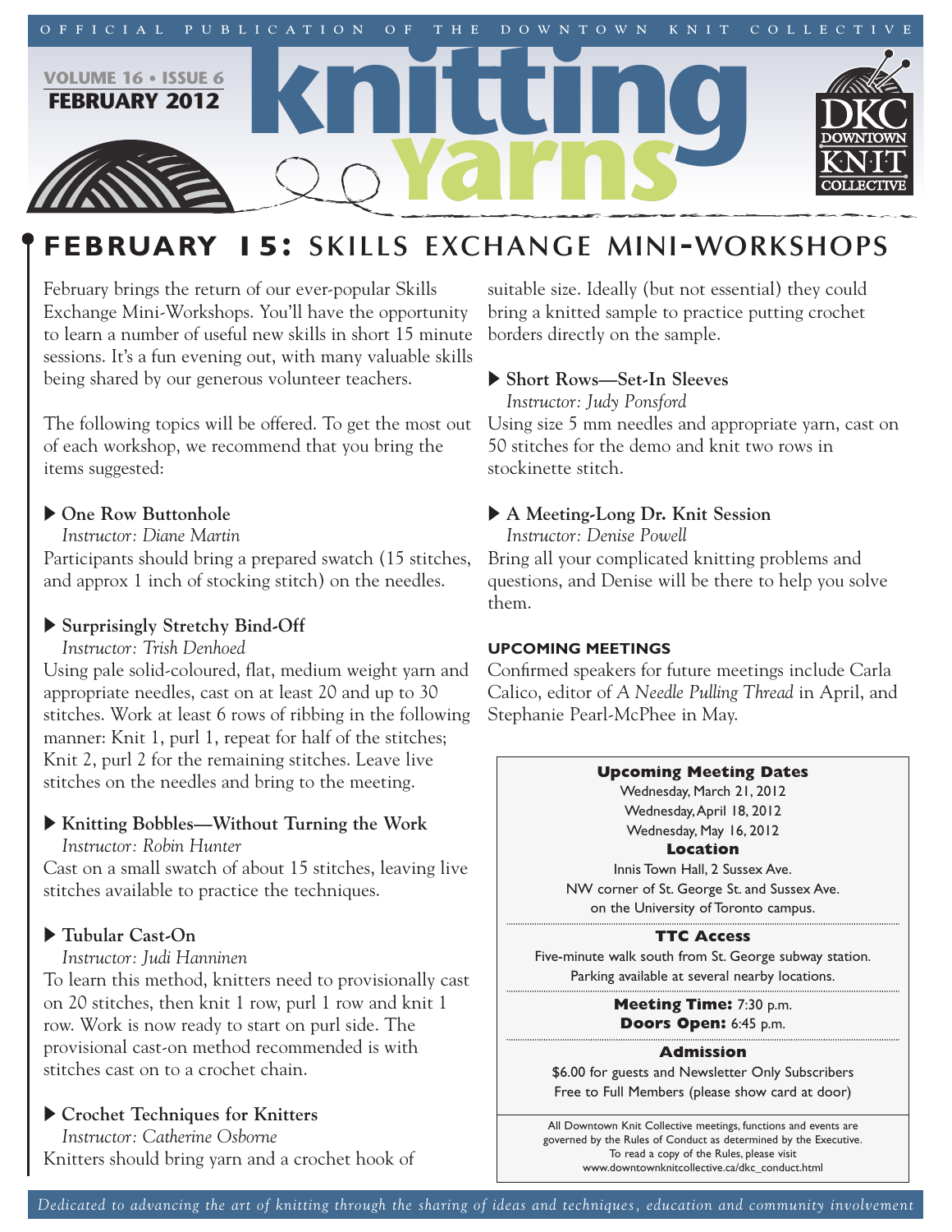OFFICIAL PUBLICATION OF THE DOWNTOWN KNIT COLLECTIVE

VOLUME 16 • ISSUE 6
FEBRUARY 2012

# knitting Yarns

DKC DOWNTOWN KNIT COLLECTIVE

## FEBRUARY 15: SKILLS EXCHANGE MINI-WORKSHOPS

February brings the return of our ever-popular Skills Exchange Mini-Workshops. You'll have the opportunity to learn a number of useful new skills in short 15 minute sessions. It's a fun evening out, with many valuable skills being shared by our generous volunteer teachers.

The following topics will be offered. To get the most out of each workshop, we recommend that you bring the items suggested:

### ▶ One Row Buttonhole
*Instructor: Diane Martin*

Participants should bring a prepared swatch (15 stitches, and approx 1 inch of stocking stitch) on the needles.

### ▶ Surprisingly Stretchy Bind-Off
*Instructor: Trish Denhoed*

Using pale solid-coloured, flat, medium weight yarn and appropriate needles, cast on at least 20 and up to 30 stitches. Work at least 6 rows of ribbing in the following manner: Knit 1, purl 1, repeat for half of the stitches; Knit 2, purl 2 for the remaining stitches. Leave live stitches on the needles and bring to the meeting.

### ▶ Knitting Bobbles—Without Turning the Work
*Instructor: Robin Hunter*

Cast on a small swatch of about 15 stitches, leaving live stitches available to practice the techniques.

### ▶ Tubular Cast-On
*Instructor: Judi Hanninen*

To learn this method, knitters need to provisionally cast on 20 stitches, then knit 1 row, purl 1 row and knit 1 row. Work is now ready to start on purl side. The provisional cast-on method recommended is with stitches cast on to a crochet chain.

### ▶ Crochet Techniques for Knitters
*Instructor: Catherine Osborne*

Knitters should bring yarn and a crochet hook of suitable size. Ideally (but not essential) they could bring a knitted sample to practice putting crochet borders directly on the sample.

### ▶ Short Rows—Set-In Sleeves
*Instructor: Judy Ponsford*

Using size 5 mm needles and appropriate yarn, cast on 50 stitches for the demo and knit two rows in stockinette stitch.

### ▶ A Meeting-Long Dr. Knit Session
*Instructor: Denise Powell*

Bring all your complicated knitting problems and questions, and Denise will be there to help you solve them.

#### UPCOMING MEETINGS

Confirmed speakers for future meetings include Carla Calico, editor of *A Needle Pulling Thread* in April, and Stephanie Pearl-McPhee in May.

**Upcoming Meeting Dates**
Wednesday, March 21, 2012
Wednesday, April 18, 2012
Wednesday, May 16, 2012

**Location**
Innis Town Hall, 2 Sussex Ave.
NW corner of St. George St. and Sussex Ave.
on the University of Toronto campus.

**TTC Access**
Five-minute walk south from St. George subway station.
Parking available at several nearby locations.

**Meeting Time:** 7:30 p.m.
**Doors Open:** 6:45 p.m.

**Admission**
$6.00 for guests and Newsletter Only Subscribers
Free to Full Members (please show card at door)

All Downtown Knit Collective meetings, functions and events are governed by the Rules of Conduct as determined by the Executive. To read a copy of the Rules, please visit www.downtownknitcollective.ca/dkc_conduct.html

*Dedicated to advancing the art of knitting through the sharing of ideas and techniques, education and community involvement*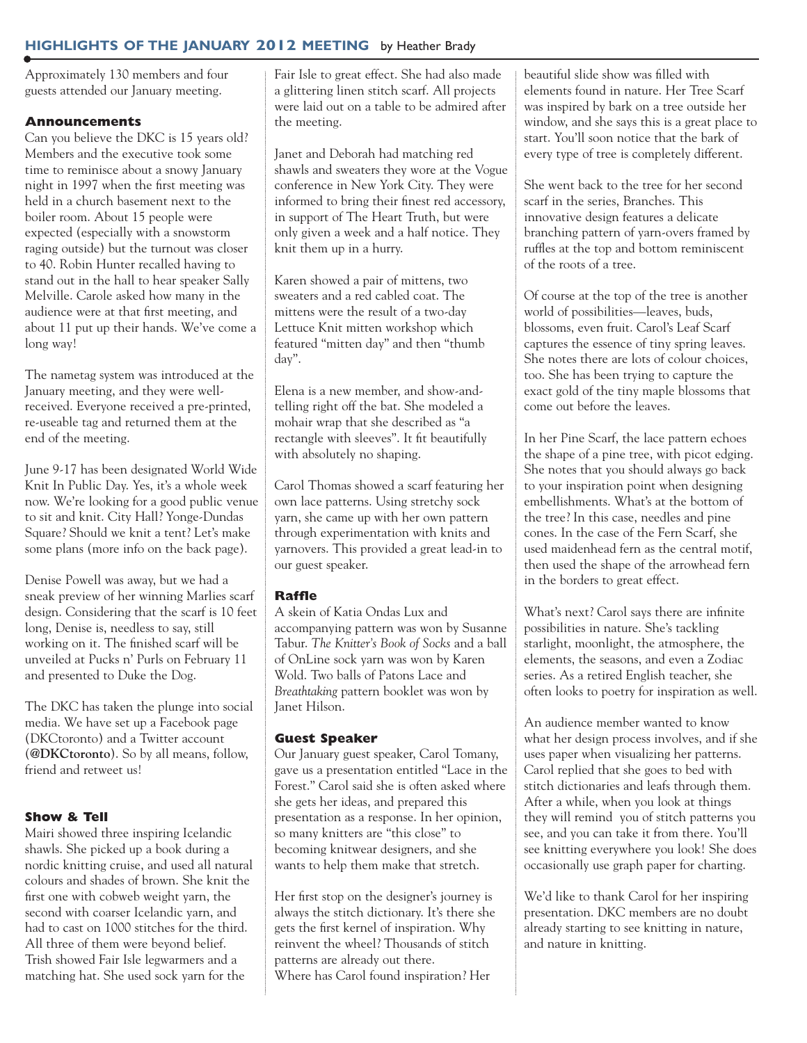## HIGHLIGHTS OF THE JANUARY 2012 MEETING by Heather Brady

Approximately 130 members and four guests attended our January meeting.

### Announcements

Can you believe the DKC is 15 years old? Members and the executive took some time to reminisce about a snowy January night in 1997 when the first meeting was held in a church basement next to the boiler room. About 15 people were expected (especially with a snowstorm raging outside) but the turnout was closer to 40. Robin Hunter recalled having to stand out in the hall to hear speaker Sally Melville. Carole asked how many in the audience were at that first meeting, and about 11 put up their hands. We've come a long way!

The nametag system was introduced at the January meeting, and they were well-received. Everyone received a pre-printed, re-useable tag and returned them at the end of the meeting.

June 9-17 has been designated World Wide Knit In Public Day. Yes, it's a whole week now. We're looking for a good public venue to sit and knit. City Hall? Yonge-Dundas Square? Should we knit a tent? Let's make some plans (more info on the back page).

Denise Powell was away, but we had a sneak preview of her winning Marlies scarf design. Considering that the scarf is 10 feet long, Denise is, needless to say, still working on it. The finished scarf will be unveiled at Pucks n' Purls on February 11 and presented to Duke the Dog.

The DKC has taken the plunge into social media. We have set up a Facebook page (DKCtoronto) and a Twitter account (**@DKCtoronto**). So by all means, follow, friend and retweet us!

### Show & Tell

Mairi showed three inspiring Icelandic shawls. She picked up a book during a nordic knitting cruise, and used all natural colours and shades of brown. She knit the first one with cobweb weight yarn, the second with coarser Icelandic yarn, and had to cast on 1000 stitches for the third. All three of them were beyond belief. Trish showed Fair Isle legwarmers and a matching hat. She used sock yarn for the Fair Isle to great effect. She had also made a glittering linen stitch scarf. All projects were laid out on a table to be admired after the meeting.

Janet and Deborah had matching red shawls and sweaters they wore at the Vogue conference in New York City. They were informed to bring their finest red accessory, in support of The Heart Truth, but were only given a week and a half notice. They knit them up in a hurry.

Karen showed a pair of mittens, two sweaters and a red cabled coat. The mittens were the result of a two-day Lettuce Knit mitten workshop which featured "mitten day" and then "thumb day".

Elena is a new member, and show-and-telling right off the bat. She modeled a mohair wrap that she described as "a rectangle with sleeves". It fit beautifully with absolutely no shaping.

Carol Thomas showed a scarf featuring her own lace patterns. Using stretchy sock yarn, she came up with her own pattern through experimentation with knits and yarnovers. This provided a great lead-in to our guest speaker.

### Raffle

A skein of Katia Ondas Lux and accompanying pattern was won by Susanne Tabur. *The Knitter's Book of Socks* and a ball of OnLine sock yarn was won by Karen Wold. Two balls of Patons Lace and *Breathtaking* pattern booklet was won by Janet Hilson.

### Guest Speaker

Our January guest speaker, Carol Tomany, gave us a presentation entitled "Lace in the Forest." Carol said she is often asked where she gets her ideas, and prepared this presentation as a response. In her opinion, so many knitters are "this close" to becoming knitwear designers, and she wants to help them make that stretch.

Her first stop on the designer's journey is always the stitch dictionary. It's there she gets the first kernel of inspiration. Why reinvent the wheel? Thousands of stitch patterns are already out there.
Where has Carol found inspiration? Her beautiful slide show was filled with elements found in nature. Her Tree Scarf was inspired by bark on a tree outside her window, and she says this is a great place to start. You'll soon notice that the bark of every type of tree is completely different.

She went back to the tree for her second scarf in the series, Branches. This innovative design features a delicate branching pattern of yarn-overs framed by ruffles at the top and bottom reminiscent of the roots of a tree.

Of course at the top of the tree is another world of possibilities—leaves, buds, blossoms, even fruit. Carol's Leaf Scarf captures the essence of tiny spring leaves. She notes there are lots of colour choices, too. She has been trying to capture the exact gold of the tiny maple blossoms that come out before the leaves.

In her Pine Scarf, the lace pattern echoes the shape of a pine tree, with picot edging. She notes that you should always go back to your inspiration point when designing embellishments. What's at the bottom of the tree? In this case, needles and pine cones. In the case of the Fern Scarf, she used maidenhead fern as the central motif, then used the shape of the arrowhead fern in the borders to great effect.

What's next? Carol says there are infinite possibilities in nature. She's tackling starlight, moonlight, the atmosphere, the elements, the seasons, and even a Zodiac series. As a retired English teacher, she often looks to poetry for inspiration as well.

An audience member wanted to know what her design process involves, and if she uses paper when visualizing her patterns. Carol replied that she goes to bed with stitch dictionaries and leafs through them. After a while, when you look at things they will remind you of stitch patterns you see, and you can take it from there. You'll see knitting everywhere you look! She does occasionally use graph paper for charting.

We'd like to thank Carol for her inspiring presentation. DKC members are no doubt already starting to see knitting in nature, and nature in knitting.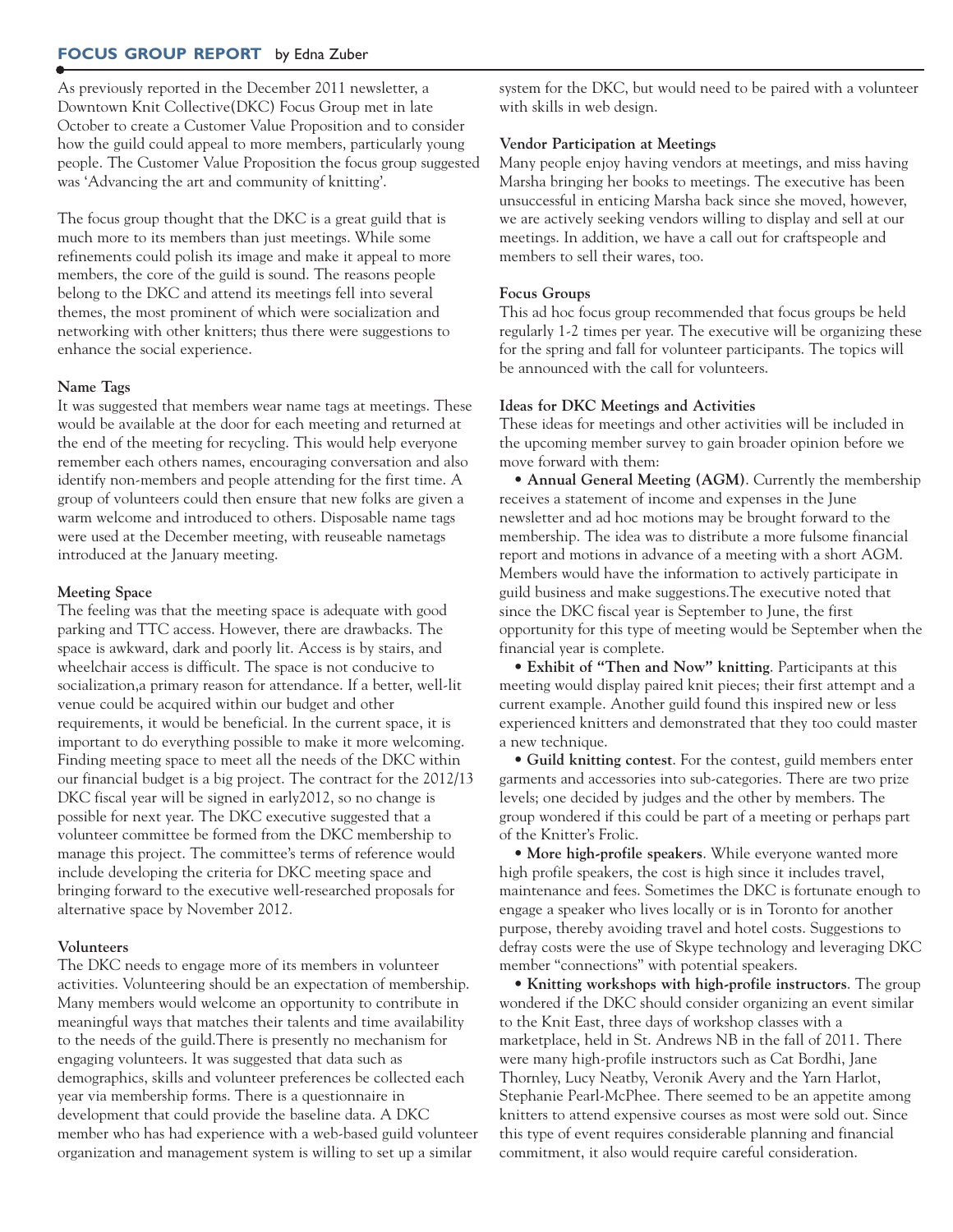## FOCUS GROUP REPORT by Edna Zuber

As previously reported in the December 2011 newsletter, a Downtown Knit Collective(DKC) Focus Group met in late October to create a Customer Value Proposition and to consider how the guild could appeal to more members, particularly young people. The Customer Value Proposition the focus group suggested was 'Advancing the art and community of knitting'.

The focus group thought that the DKC is a great guild that is much more to its members than just meetings. While some refinements could polish its image and make it appeal to more members, the core of the guild is sound. The reasons people belong to the DKC and attend its meetings fell into several themes, the most prominent of which were socialization and networking with other knitters; thus there were suggestions to enhance the social experience.

### Name Tags

It was suggested that members wear name tags at meetings. These would be available at the door for each meeting and returned at the end of the meeting for recycling. This would help everyone remember each others names, encouraging conversation and also identify non-members and people attending for the first time. A group of volunteers could then ensure that new folks are given a warm welcome and introduced to others. Disposable name tags were used at the December meeting, with reuseable nametags introduced at the January meeting.

### Meeting Space

The feeling was that the meeting space is adequate with good parking and TTC access. However, there are drawbacks. The space is awkward, dark and poorly lit. Access is by stairs, and wheelchair access is difficult. The space is not conducive to socialization,a primary reason for attendance. If a better, well-lit venue could be acquired within our budget and other requirements, it would be beneficial. In the current space, it is important to do everything possible to make it more welcoming. Finding meeting space to meet all the needs of the DKC within our financial budget is a big project. The contract for the 2012/13 DKC fiscal year will be signed in early2012, so no change is possible for next year. The DKC executive suggested that a volunteer committee be formed from the DKC membership to manage this project. The committee's terms of reference would include developing the criteria for DKC meeting space and bringing forward to the executive well-researched proposals for alternative space by November 2012.

### Volunteers

The DKC needs to engage more of its members in volunteer activities. Volunteering should be an expectation of membership. Many members would welcome an opportunity to contribute in meaningful ways that matches their talents and time availability to the needs of the guild.There is presently no mechanism for engaging volunteers. It was suggested that data such as demographics, skills and volunteer preferences be collected each year via membership forms. There is a questionnaire in development that could provide the baseline data. A DKC member who has had experience with a web-based guild volunteer organization and management system is willing to set up a similar system for the DKC, but would need to be paired with a volunteer with skills in web design.

### Vendor Participation at Meetings

Many people enjoy having vendors at meetings, and miss having Marsha bringing her books to meetings. The executive has been unsuccessful in enticing Marsha back since she moved, however, we are actively seeking vendors willing to display and sell at our meetings. In addition, we have a call out for craftspeople and members to sell their wares, too.

### Focus Groups

This ad hoc focus group recommended that focus groups be held regularly 1-2 times per year. The executive will be organizing these for the spring and fall for volunteer participants. The topics will be announced with the call for volunteers.

### Ideas for DKC Meetings and Activities

These ideas for meetings and other activities will be included in the upcoming member survey to gain broader opinion before we move forward with them:

- **Annual General Meeting (AGM)**. Currently the membership receives a statement of income and expenses in the June newsletter and ad hoc motions may be brought forward to the membership. The idea was to distribute a more fulsome financial report and motions in advance of a meeting with a short AGM. Members would have the information to actively participate in guild business and make suggestions.The executive noted that since the DKC fiscal year is September to June, the first opportunity for this type of meeting would be September when the financial year is complete.
- **Exhibit of "Then and Now" knitting**. Participants at this meeting would display paired knit pieces; their first attempt and a current example. Another guild found this inspired new or less experienced knitters and demonstrated that they too could master a new technique.
- **Guild knitting contest**. For the contest, guild members enter garments and accessories into sub-categories. There are two prize levels; one decided by judges and the other by members. The group wondered if this could be part of a meeting or perhaps part of the Knitter's Frolic.
- **More high-profile speakers**. While everyone wanted more high profile speakers, the cost is high since it includes travel, maintenance and fees. Sometimes the DKC is fortunate enough to engage a speaker who lives locally or is in Toronto for another purpose, thereby avoiding travel and hotel costs. Suggestions to defray costs were the use of Skype technology and leveraging DKC member "connections" with potential speakers.
- **Knitting workshops with high-profile instructors**. The group wondered if the DKC should consider organizing an event similar to the Knit East, three days of workshop classes with a marketplace, held in St. Andrews NB in the fall of 2011. There were many high-profile instructors such as Cat Bordhi, Jane Thornley, Lucy Neatby, Veronik Avery and the Yarn Harlot, Stephanie Pearl-McPhee. There seemed to be an appetite among knitters to attend expensive courses as most were sold out. Since this type of event requires considerable planning and financial commitment, it also would require careful consideration.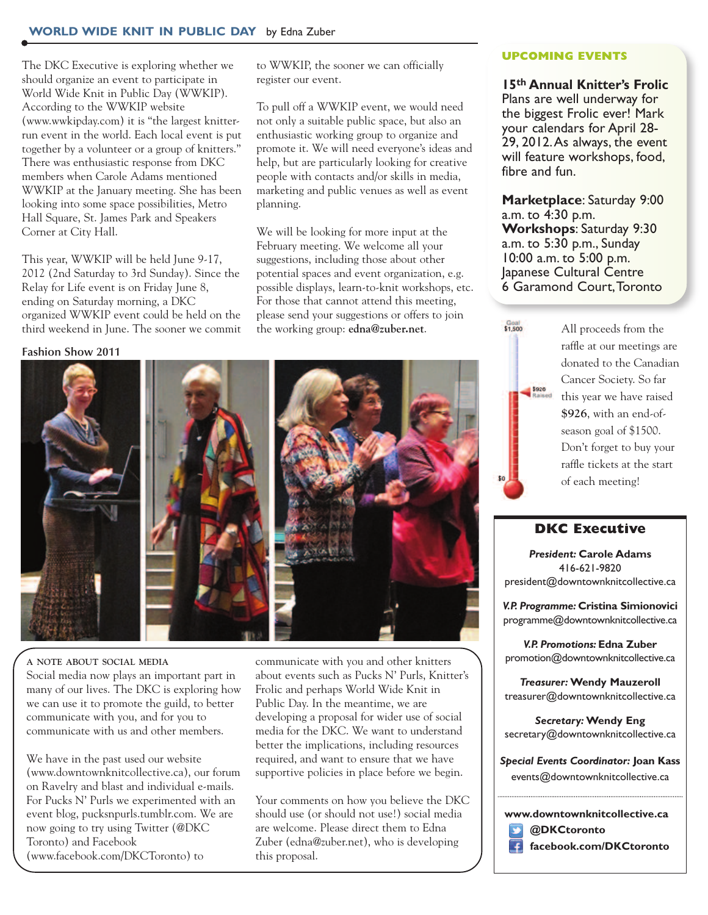## WORLD WIDE KNIT IN PUBLIC DAY by Edna Zuber

The DKC Executive is exploring whether we should organize an event to participate in World Wide Knit in Public Day (WWKIP). According to the WWKIP website (www.wwkipday.com) it is "the largest knitter-run event in the world. Each local event is put together by a volunteer or a group of knitters." There was enthusiastic response from DKC members when Carole Adams mentioned WWKIP at the January meeting. She has been looking into some space possibilities, Metro Hall Square, St. James Park and Speakers Corner at City Hall.

This year, WWKIP will be held June 9-17, 2012 (2nd Saturday to 3rd Sunday). Since the Relay for Life event is on Friday June 8, ending on Saturday morning, a DKC organized WWKIP event could be held on the third weekend in June. The sooner we commit to WWKIP, the sooner we can officially register our event.

To pull off a WWKIP event, we would need not only a suitable public space, but also an enthusiastic working group to organize and promote it. We will need everyone's ideas and help, but are particularly looking for creative people with contacts and/or skills in media, marketing and public venues as well as event planning.

We will be looking for more input at the February meeting. We welcome all your suggestions, including those about other potential spaces and event organization, e.g. possible displays, learn-to-knit workshops, etc. For those that cannot attend this meeting, please send your suggestions or offers to join the working group: **edna@zuber.net**.

**Fashion Show 2011**

### A NOTE ABOUT SOCIAL MEDIA

Social media now plays an important part in many of our lives. The DKC is exploring how we can use it to promote the guild, to better communicate with you, and for you to communicate with us and other members.

We have in the past used our website (www.downtownknitcollective.ca), our forum on Ravelry and blast and individual e-mails. For Pucks N' Purls we experimented with an event blog, pucksnpurls.tumblr.com. We are now going to try using Twitter (@DKC Toronto) and Facebook (www.facebook.com/DKCToronto) to communicate with you and other knitters about events such as Pucks N' Purls, Knitter's Frolic and perhaps World Wide Knit in Public Day. In the meantime, we are developing a proposal for wider use of social media for the DKC. We want to understand better the implications, including resources required, and want to ensure that we have supportive policies in place before we begin.

Your comments on how you believe the DKC should use (or should not use!) social media are welcome. Please direct them to Edna Zuber (edna@zuber.net), who is developing this proposal.

## UPCOMING EVENTS

**15th Annual Knitter's Frolic**
Plans are well underway for the biggest Frolic ever! Mark your calendars for April 28-29, 2012. As always, the event will feature workshops, food, fibre and fun.

**Marketplace**: Saturday 9:00 a.m. to 4:30 p.m.
**Workshops**: Saturday 9:30 a.m. to 5:30 p.m., Sunday 10:00 a.m. to 5:00 p.m.
Japanese Cultural Centre
6 Garamond Court, Toronto

Goal $1,500
$926 Raised
$0

All proceeds from the raffle at our meetings are donated to the Canadian Cancer Society. So far this year we have raised **$926**, with an end-of-season goal of $1500. Don't forget to buy your raffle tickets at the start of each meeting!

## DKC Executive

***President:*** **Carole Adams**
416-621-9820
president@downtownknitcollective.ca

***V.P. Programme:*** **Cristina Simionovici**
programme@downtownknitcollective.ca

***V.P. Promotions:*** **Edna Zuber**
promotion@downtownknitcollective.ca

***Treasurer:*** **Wendy Mauzeroll**
treasurer@downtownknitcollective.ca

***Secretary:*** **Wendy Eng**
secretary@downtownknitcollective.ca

***Special Events Coordinator:*** **Joan Kass**
events@downtownknitcollective.ca

**www.downtownknitcollective.ca**
**@DKCtoronto**
**facebook.com/DKCtoronto**